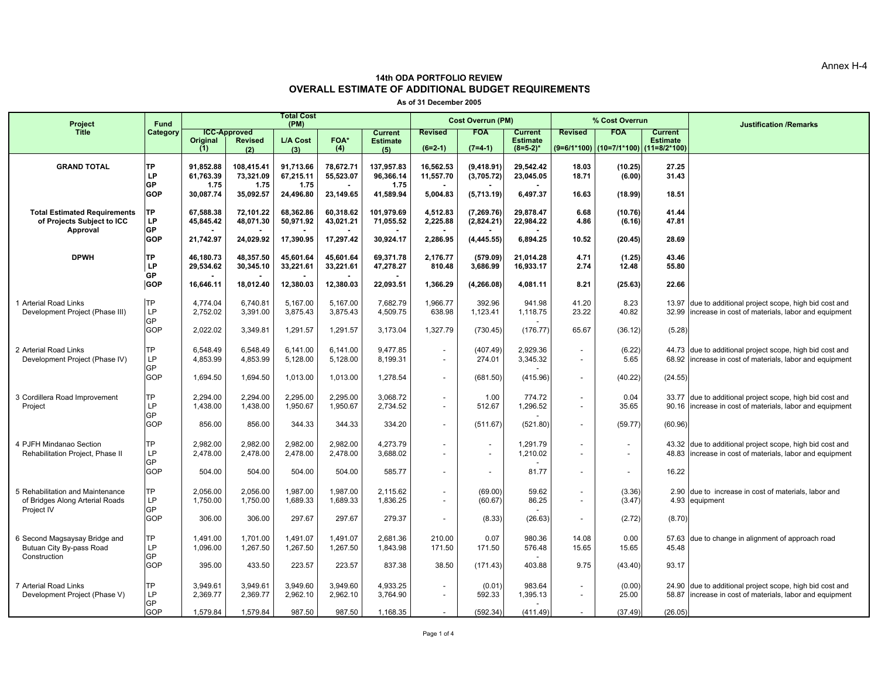Annex H-4

## 14th ODA PORTFOLIO REVIEW
## OVERALL ESTIMATE OF ADDITIONAL BUDGET REQUIREMENTS

As of 31 December 2005

| Project Title | Fund Category | Total Cost (PM) ICC-Approved Original (1) | ICC-Approved Revised (2) | L/A Cost (3) | FOA* (4) | Current Estimate (5) | Cost Overrun (PM) Revised (6=2-1) | FOA (7=4-1) | Current Estimate (8=5-2)* | % Cost Overrun Revised (9=6/1*100) | FOA (10=7/1*100) | Current Estimate (11=8/2*100) | Justification /Remarks |
|---|---|---|---|---|---|---|---|---|---|---|---|---|---|
| **GRAND TOTAL** | **TP** | **91,852.88** | **108,415.41** | **91,713.66** | **78,672.71** | **137,957.83** | **16,562.53** | **(9,418.91)** | **29,542.42** | **18.03** | **(10.25)** | **27.25** | |
| | **LP** | **61,763.39** | **73,321.09** | **67,215.11** | **55,523.07** | **96,366.14** | **11,557.70** | **(3,705.72)** | **23,045.05** | **18.71** | **(6.00)** | **31.43** | |
| | **GP** | **1.75** | **1.75** | **1.75** | **-** | **1.75** | **-** | **-** | **-** | | | | |
| | **GOP** | **30,087.74** | **35,092.57** | **24,496.80** | **23,149.65** | **41,589.94** | **5,004.83** | **(5,713.19)** | **6,497.37** | **16.63** | **(18.99)** | **18.51** | |
| **Total Estimated Requirements of Projects Subject to ICC Approval** | **TP** | **67,588.38** | **72,101.22** | **68,362.86** | **60,318.62** | **101,979.69** | **4,512.83** | **(7,269.76)** | **29,878.47** | **6.68** | **(10.76)** | **41.44** | |
| | **LP** | **45,845.42** | **48,071.30** | **50,971.92** | **43,021.21** | **71,055.52** | **2,225.88** | **(2,824.21)** | **22,984.22** | **4.86** | **(6.16)** | **47.81** | |
| | **GP** | **-** | **-** | **-** | **-** | **-** | **-** | **-** | **-** | | | | |
| | **GOP** | **21,742.97** | **24,029.92** | **17,390.95** | **17,297.42** | **30,924.17** | **2,286.95** | **(4,445.55)** | **6,894.25** | **10.52** | **(20.45)** | **28.69** | |
| **DPWH** | **TP** | **46,180.73** | **48,357.50** | **45,601.64** | **45,601.64** | **69,371.78** | **2,176.77** | **(579.09)** | **21,014.28** | **4.71** | **(1.25)** | **43.46** | |
| | **LP** | **29,534.62** | **30,345.10** | **33,221.61** | **33,221.61** | **47,278.27** | **810.48** | **3,686.99** | **16,933.17** | **2.74** | **12.48** | **55.80** | |
| | **GP** | **-** | **-** | **-** | **-** | **-** | | | | | | | |
| | **GOP** | **16,646.11** | **18,012.40** | **12,380.03** | **12,380.03** | **22,093.51** | **1,366.29** | **(4,266.08)** | **4,081.11** | **8.21** | **(25.63)** | **22.66** | |
| 1 Arterial Road Links Development Project (Phase III) | TP | 4,774.04 | 6,740.81 | 5,167.00 | 5,167.00 | 7,682.79 | 1,966.77 | 392.96 | 941.98 | 41.20 | 8.23 | 13.97 | due to additional project scope, high bid cost and increase in cost of materials, labor and equipment |
| | LP | 2,752.02 | 3,391.00 | 3,875.43 | 3,875.43 | 4,509.75 | 638.98 | 1,123.41 | 1,118.75 | 23.22 | 40.82 | 32.99 | |
| | GP | | | | | | | | - | | | | |
| | GOP | 2,022.02 | 3,349.81 | 1,291.57 | 1,291.57 | 3,173.04 | 1,327.79 | (730.45) | (176.77) | 65.67 | (36.12) | (5.28) | |
| 2 Arterial Road Links Development Project (Phase IV) | TP | 6,548.49 | 6,548.49 | 6,141.00 | 6,141.00 | 9,477.85 | - | (407.49) | 2,929.36 | - | (6.22) | 44.73 | due to additional project scope, high bid cost and increase in cost of materials, labor and equipment |
| | LP | 4,853.99 | 4,853.99 | 5,128.00 | 5,128.00 | 8,199.31 | - | 274.01 | 3,345.32 | - | 5.65 | 68.92 | |
| | GP | | | | | | | | - | | | | |
| | GOP | 1,694.50 | 1,694.50 | 1,013.00 | 1,013.00 | 1,278.54 | - | (681.50) | (415.96) | - | (40.22) | (24.55) | |
| 3 Cordillera Road Improvement Project | TP | 2,294.00 | 2,294.00 | 2,295.00 | 2,295.00 | 3,068.72 | - | 1.00 | 774.72 | - | 0.04 | 33.77 | due to additional project scope, high bid cost and increase in cost of materials, labor and equipment |
| | LP | 1,438.00 | 1,438.00 | 1,950.67 | 1,950.67 | 2,734.52 | - | 512.67 | 1,296.52 | - | 35.65 | 90.16 | |
| | GP | | | | | | | | - | | | | |
| | GOP | 856.00 | 856.00 | 344.33 | 344.33 | 334.20 | - | (511.67) | (521.80) | - | (59.77) | (60.96) | |
| 4 PJFH Mindanao Section Rehabilitation Project, Phase II | TP | 2,982.00 | 2,982.00 | 2,982.00 | 2,982.00 | 4,273.79 | - | - | 1,291.79 | - | - | 43.32 | due to additional project scope, high bid cost and increase in cost of materials, labor and equipment |
| | LP | 2,478.00 | 2,478.00 | 2,478.00 | 2,478.00 | 3,688.02 | - | - | 1,210.02 | - | - | 48.83 | |
| | GP | | | | | | | | - | | | | |
| | GOP | 504.00 | 504.00 | 504.00 | 504.00 | 585.77 | - | - | 81.77 | - | - | 16.22 | |
| 5 Rehabilitation and Maintenance of Bridges Along Arterial Roads Project IV | TP | 2,056.00 | 2,056.00 | 1,987.00 | 1,987.00 | 2,115.62 | - | (69.00) | 59.62 | - | (3.36) | 2.90 | due to increase in cost of materials, labor and equipment |
| | LP | 1,750.00 | 1,750.00 | 1,689.33 | 1,689.33 | 1,836.25 | - | (60.67) | 86.25 | - | (3.47) | 4.93 | |
| | GP | | | | | | | | - | | | | |
| | GOP | 306.00 | 306.00 | 297.67 | 297.67 | 279.37 | - | (8.33) | (26.63) | - | (2.72) | (8.70) | |
| 6 Second Magsaysay Bridge and Butuan City By-pass Road Construction | TP | 1,491.00 | 1,701.00 | 1,491.07 | 1,491.07 | 2,681.36 | 210.00 | 0.07 | 980.36 | 14.08 | 0.00 | 57.63 | due to change in alignment of approach road |
| | LP | 1,096.00 | 1,267.50 | 1,267.50 | 1,267.50 | 1,843.98 | 171.50 | 171.50 | 576.48 | 15.65 | 15.65 | 45.48 | |
| | GP | | | | | | | | - | | | | |
| | GOP | 395.00 | 433.50 | 223.57 | 223.57 | 837.38 | 38.50 | (171.43) | 403.88 | 9.75 | (43.40) | 93.17 | |
| 7 Arterial Road Links Development Project (Phase V) | TP | 3,949.61 | 3,949.61 | 3,949.60 | 3,949.60 | 4,933.25 | - | (0.01) | 983.64 | - | (0.00) | 24.90 | due to additional project scope, high bid cost and increase in cost of materials, labor and equipment |
| | LP | 2,369.77 | 2,369.77 | 2,962.10 | 2,962.10 | 3,764.90 | - | 592.33 | 1,395.13 | - | 25.00 | 58.87 | |
| | GP | | | | | | | | - | | | | |
| | GOP | 1,579.84 | 1,579.84 | 987.50 | 987.50 | 1,168.35 | - | (592.34) | (411.49) | - | (37.49) | (26.05) | |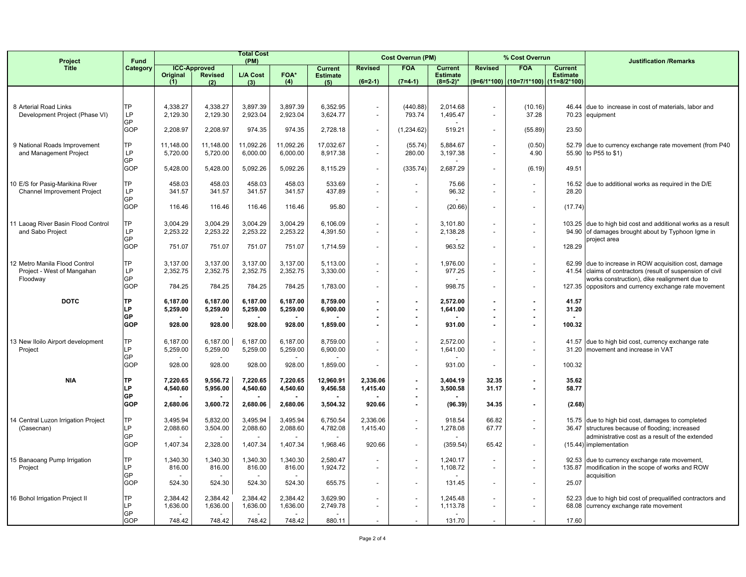| Project Title | Fund Category | Total Cost (PM) | | | | | Cost Overrun (PM) | | | % Cost Overrun | | | Justification /Remarks |
|---|---|---|---|---|---|---|---|---|---|---|---|---|---|
| | | ICC-Approved | | L/A Cost | FOA* | Current Estimate | Revised | FOA | Current Estimate | Revised | FOA | Current Estimate | |
| | | Original (1) | Revised (2) | (3) | (4) | (5) | (6=2-1) | (7=4-1) | (8=5-2)* | (9=6/1*100) | (10=7/1*100) | (11=8/2*100) | |
| 8 Arterial Road Links Development Project (Phase VI) | TP | 4,338.27 | 4,338.27 | 3,897.39 | 3,897.39 | 6,352.95 | - | (440.88) | 2,014.68 | - | (10.16) | 46.44 | due to increase in cost of materials, labor and equipment |
| | LP | 2,129.30 | 2,129.30 | 2,923.04 | 2,923.04 | 3,624.77 | - | 793.74 | 1,495.47 | - | 37.28 | 70.23 | |
| | GP | | | | | | | | - | | | | |
| | GOP | 2,208.97 | 2,208.97 | 974.35 | 974.35 | 2,728.18 | - | (1,234.62) | 519.21 | - | (55.89) | 23.50 | |
| 9 National Roads Improvement and Management Project | TP | 11,148.00 | 11,148.00 | 11,092.26 | 11,092.26 | 17,032.67 | - | (55.74) | 5,884.67 | - | (0.50) | 52.79 | due to currency exchange rate movement (from P40 to P55 to $1) |
| | LP | 5,720.00 | 5,720.00 | 6,000.00 | 6,000.00 | 8,917.38 | - | 280.00 | 3,197.38 | - | 4.90 | 55.90 | |
| | GP | | | | | | | | - | | | | |
| | GOP | 5,428.00 | 5,428.00 | 5,092.26 | 5,092.26 | 8,115.29 | - | (335.74) | 2,687.29 | - | (6.19) | 49.51 | |
| 10 E/S for Pasig-Marikina River Channel Improvement Project | TP | 458.03 | 458.03 | 458.03 | 458.03 | 533.69 | - | - | 75.66 | - | - | 16.52 | due to additional works as required in the D/E |
| | LP | 341.57 | 341.57 | 341.57 | 341.57 | 437.89 | - | - | 96.32 | - | - | 28.20 | |
| | GP | | | | | | | | - | | | | |
| | GOP | 116.46 | 116.46 | 116.46 | 116.46 | 95.80 | - | - | (20.66) | - | - | (17.74) | |
| 11 Laoag River Basin Flood Control and Sabo Project | TP | 3,004.29 | 3,004.29 | 3,004.29 | 3,004.29 | 6,106.09 | - | - | 3,101.80 | - | - | 103.25 | due to high bid cost and additional works as a result of damages brought about by Typhoon Igme in project area |
| | LP | 2,253.22 | 2,253.22 | 2,253.22 | 2,253.22 | 4,391.50 | - | - | 2,138.28 | - | - | 94.90 | |
| | GP | | | | | | | | - | | | | |
| | GOP | 751.07 | 751.07 | 751.07 | 751.07 | 1,714.59 | - | - | 963.52 | - | - | 128.29 | |
| 12 Metro Manila Flood Control Project - West of Mangahan Floodway | TP | 3,137.00 | 3,137.00 | 3,137.00 | 3,137.00 | 5,113.00 | - | - | 1,976.00 | - | - | 62.99 | due to increase in ROW acquisition cost, damage claims of contractors (result of suspension of civil works construction), dike realignment due to oppositors and currency exchange rate movement |
| | LP | 2,352.75 | 2,352.75 | 2,352.75 | 2,352.75 | 3,330.00 | - | - | 977.25 | - | - | 41.54 | |
| | GP | | | | | | | | - | | | | |
| | GOP | 784.25 | 784.25 | 784.25 | 784.25 | 1,783.00 | - | - | 998.75 | - | - | 127.35 | |
| **DOTC** | **TP** | **6,187.00** | **6,187.00** | **6,187.00** | **6,187.00** | **8,759.00** | **-** | **-** | **2,572.00** | **-** | **-** | **41.57** | |
| | **LP** | **5,259.00** | **5,259.00** | **5,259.00** | **5,259.00** | **6,900.00** | **-** | **-** | **1,641.00** | **-** | **-** | **31.20** | |
| | **GP** | **-** | **-** | **-** | **-** | **-** | **-** | **-** | **-** | **-** | **-** | **-** | |
| | **GOP** | **928.00** | **928.00** | **928.00** | **928.00** | **1,859.00** | **-** | **-** | **931.00** | **-** | **-** | **100.32** | |
| 13 New Iloilo Airport development Project | TP | 6,187.00 | 6,187.00 | 6,187.00 | 6,187.00 | 8,759.00 | - | - | 2,572.00 | - | - | 41.57 | due to high bid cost, currency exchange rate movement and increase in VAT |
| | LP | 5,259.00 | 5,259.00 | 5,259.00 | 5,259.00 | 6,900.00 | - | - | 1,641.00 | - | - | 31.20 | |
| | GP | - | - | | - | - | | | - | | | | |
| | GOP | 928.00 | 928.00 | 928.00 | 928.00 | 1,859.00 | - | - | 931.00 | - | - | 100.32 | |
| **NIA** | **TP** | **7,220.65** | **9,556.72** | **7,220.65** | **7,220.65** | **12,960.91** | **2,336.06** | **-** | **3,404.19** | **32.35** | **-** | **35.62** | |
| | **LP** | **4,540.60** | **5,956.00** | **4,540.60** | **4,540.60** | **9,456.58** | **1,415.40** | **-** | **3,500.58** | **31.17** | **-** | **58.77** | |
| | **GP** | **-** | **-** | | **-** | **-** | **-** | **-** | **-** | | | | |
| | **GOP** | **2,680.06** | **3,600.72** | **2,680.06** | **2,680.06** | **3,504.32** | **920.66** | **-** | **(96.39)** | **34.35** | **-** | **(2.68)** | |
| 14 Central Luzon Irrigation Project (Casecnan) | TP | 3,495.94 | 5,832.00 | 3,495.94 | 3,495.94 | 6,750.54 | 2,336.06 | - | 918.54 | 66.82 | - | 15.75 | due to high bid cost, damages to completed structures because of flooding; increased administrative cost as a result of the extended implementation |
| | LP | 2,088.60 | 3,504.00 | 2,088.60 | 2,088.60 | 4,782.08 | 1,415.40 | - | 1,278.08 | 67.77 | - | 36.47 | |
| | GP | - | - | - | - | - | | | - | | | | |
| | GOP | 1,407.34 | 2,328.00 | 1,407.34 | 1,407.34 | 1,968.46 | 920.66 | - | (359.54) | 65.42 | - | (15.44) | |
| 15 Banaoang Pump Irrigation Project | TP | 1,340.30 | 1,340.30 | 1,340.30 | 1,340.30 | 2,580.47 | - | - | 1,240.17 | - | - | 92.53 | due to currency exchange rate movement, modification in the scope of works and ROW acquisition |
| | LP | 816.00 | 816.00 | 816.00 | 816.00 | 1,924.72 | - | - | 1,108.72 | - | - | 135.87 | |
| | GP | - | - | - | - | - | | | - | | | | |
| | GOP | 524.30 | 524.30 | 524.30 | 524.30 | 655.75 | - | - | 131.45 | - | - | 25.07 | |
| 16 Bohol Irrigation Project II | TP | 2,384.42 | 2,384.42 | 2,384.42 | 2,384.42 | 3,629.90 | - | - | 1,245.48 | - | - | 52.23 | due to high bid cost of prequalified contractors and currency exchange rate movement |
| | LP | 1,636.00 | 1,636.00 | 1,636.00 | 1,636.00 | 2,749.78 | - | - | 1,113.78 | - | - | 68.08 | |
| | GP | - | - | - | - | - | | | - | | | | |
| | GOP | 748.42 | 748.42 | 748.42 | 748.42 | 880.11 | - | - | 131.70 | - | - | 17.60 | |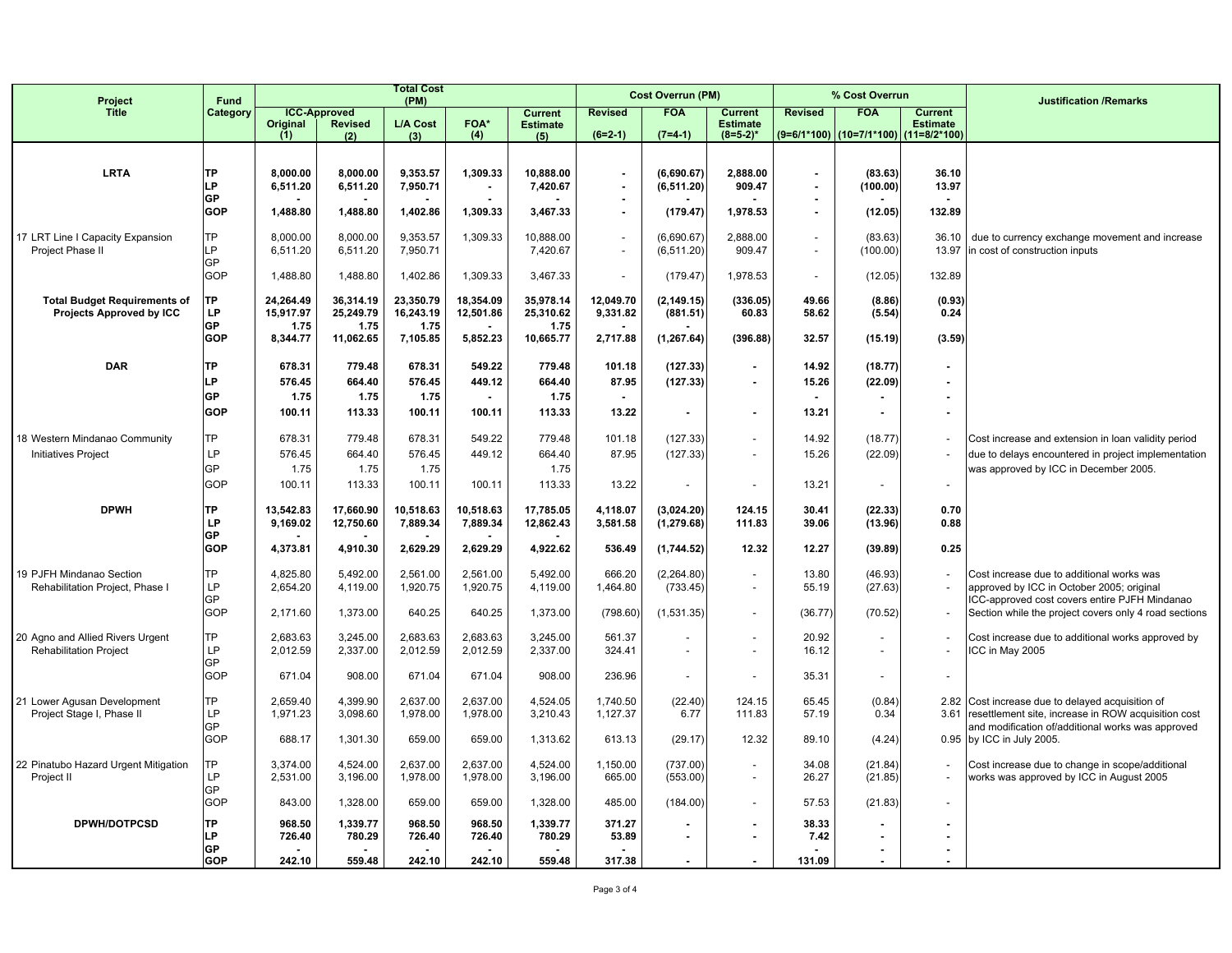| Project Title | Fund Category | Total Cost (PM) | | | | | Cost Overrun (PM) | | | % Cost Overrun | | | Justification /Remarks |
|---|---|---|---|---|---|---|---|---|---|---|---|---|---|
| | | ICC-Approved | | L/A Cost | FOA* | Current Estimate | Revised | FOA | Current Estimate | Revised | FOA | Current Estimate | |
| | | Original (1) | Revised (2) | (3) | (4) | (5) | (6=2-1) | (7=4-1) | (8=5-2)* | (9=6/1*100) | (10=7/1*100) | (11=8/2*100) | |
| **LRTA** | **TP** | **8,000.00** | **8,000.00** | **9,353.57** | **1,309.33** | **10,888.00** | **-** | **(6,690.67)** | **2,888.00** | **-** | **(83.63)** | **36.10** | |
| | **LP** | **6,511.20** | **6,511.20** | **7,950.71** | **-** | **7,420.67** | **-** | **(6,511.20)** | **909.47** | **-** | **(100.00)** | **13.97** | |
| | **GP** | **-** | **-** | **-** | **-** | **-** | **-** | **-** | **-** | **-** | **-** | **-** | |
| | **GOP** | **1,488.80** | **1,488.80** | **1,402.86** | **1,309.33** | **3,467.33** | **-** | **(179.47)** | **1,978.53** | **-** | **(12.05)** | **132.89** | |
| 17 LRT Line I Capacity Expansion Project Phase II | TP | 8,000.00 | 8,000.00 | 9,353.57 | 1,309.33 | 10,888.00 | - | (6,690.67) | 2,888.00 | - | (83.63) | 36.10 | due to currency exchange movement and increase in cost of construction inputs |
| | LP | 6,511.20 | 6,511.20 | 7,950.71 | | 7,420.67 | - | (6,511.20) | 909.47 | - | (100.00) | 13.97 | |
| | GP | | | | | | | | | | | | |
| | GOP | 1,488.80 | 1,488.80 | 1,402.86 | 1,309.33 | 3,467.33 | - | (179.47) | 1,978.53 | - | (12.05) | 132.89 | |
| **Total Budget Requirements of Projects Approved by ICC** | **TP** | **24,264.49** | **36,314.19** | **23,350.79** | **18,354.09** | **35,978.14** | **12,049.70** | **(2,149.15)** | **(336.05)** | **49.66** | **(8.86)** | **(0.93)** | |
| | **LP** | **15,917.97** | **25,249.79** | **16,243.19** | **12,501.86** | **25,310.62** | **9,331.82** | **(881.51)** | **60.83** | **58.62** | **(5.54)** | **0.24** | |
| | **GP** | **1.75** | **1.75** | **1.75** | **-** | **1.75** | **-** | **-** | | | | | |
| | **GOP** | **8,344.77** | **11,062.65** | **7,105.85** | **5,852.23** | **10,665.77** | **2,717.88** | **(1,267.64)** | **(396.88)** | **32.57** | **(15.19)** | **(3.59)** | |
| **DAR** | **TP** | **678.31** | **779.48** | **678.31** | **549.22** | **779.48** | **101.18** | **(127.33)** | **-** | **14.92** | **(18.77)** | **-** | |
| | **LP** | **576.45** | **664.40** | **576.45** | **449.12** | **664.40** | **87.95** | **(127.33)** | **-** | **15.26** | **(22.09)** | **-** | |
| | **GP** | **1.75** | **1.75** | **1.75** | **-** | **1.75** | **-** | | | **-** | **-** | **-** | |
| | **GOP** | **100.11** | **113.33** | **100.11** | **100.11** | **113.33** | **13.22** | **-** | **-** | **13.21** | **-** | **-** | |
| 18 Western Mindanao Community Initiatives Project | TP | 678.31 | 779.48 | 678.31 | 549.22 | 779.48 | 101.18 | (127.33) | - | 14.92 | (18.77) | - | Cost increase and extension in loan validity period due to delays encountered in project implementation was approved by ICC in December 2005. |
| | LP | 576.45 | 664.40 | 576.45 | 449.12 | 664.40 | 87.95 | (127.33) | - | 15.26 | (22.09) | - | |
| | GP | 1.75 | 1.75 | 1.75 | | 1.75 | | | | | | | |
| | GOP | 100.11 | 113.33 | 100.11 | 100.11 | 113.33 | 13.22 | - | - | 13.21 | - | - | |
| **DPWH** | **TP** | **13,542.83** | **17,660.90** | **10,518.63** | **10,518.63** | **17,785.05** | **4,118.07** | **(3,024.20)** | **124.15** | **30.41** | **(22.33)** | **0.70** | |
| | **LP** | **9,169.02** | **12,750.60** | **7,889.34** | **7,889.34** | **12,862.43** | **3,581.58** | **(1,279.68)** | **111.83** | **39.06** | **(13.96)** | **0.88** | |
| | **GP** | **-** | **-** | **-** | **-** | **-** | | | | | | | |
| | **GOP** | **4,373.81** | **4,910.30** | **2,629.29** | **2,629.29** | **4,922.62** | **536.49** | **(1,744.52)** | **12.32** | **12.27** | **(39.89)** | **0.25** | |
| 19 PJFH Mindanao Section Rehabilitation Project, Phase I | TP | 4,825.80 | 5,492.00 | 2,561.00 | 2,561.00 | 5,492.00 | 666.20 | (2,264.80) | - | 13.80 | (46.93) | - | Cost increase due to additional works was approved by ICC in October 2005; original ICC-approved cost covers entire PJFH Mindanao Section while the project covers only 4 road sections |
| | LP | 2,654.20 | 4,119.00 | 1,920.75 | 1,920.75 | 4,119.00 | 1,464.80 | (733.45) | - | 55.19 | (27.63) | - | |
| | GP | | | | | | | | | | | | |
| | GOP | 2,171.60 | 1,373.00 | 640.25 | 640.25 | 1,373.00 | (798.60) | (1,531.35) | - | (36.77) | (70.52) | - | |
| 20 Agno and Allied Rivers Urgent Rehabilitation Project | TP | 2,683.63 | 3,245.00 | 2,683.63 | 2,683.63 | 3,245.00 | 561.37 | - | - | 20.92 | - | - | Cost increase due to additional works approved by ICC in May 2005 |
| | LP | 2,012.59 | 2,337.00 | 2,012.59 | 2,012.59 | 2,337.00 | 324.41 | - | - | 16.12 | - | - | |
| | GP | | | | | | | | | | | | |
| | GOP | 671.04 | 908.00 | 671.04 | 671.04 | 908.00 | 236.96 | - | - | 35.31 | - | - | |
| 21 Lower Agusan Development Project Stage I, Phase II | TP | 2,659.40 | 4,399.90 | 2,637.00 | 2,637.00 | 4,524.05 | 1,740.50 | (22.40) | 124.15 | 65.45 | (0.84) | 2.82 | Cost increase due to delayed acquisition of resettlement site, increase in ROW acquisition cost and modification of/additional works was approved by ICC in July 2005. |
| | LP | 1,971.23 | 3,098.60 | 1,978.00 | 1,978.00 | 3,210.43 | 1,127.37 | 6.77 | 111.83 | 57.19 | 0.34 | 3.61 | |
| | GP | | | | | | | | | | | | |
| | GOP | 688.17 | 1,301.30 | 659.00 | 659.00 | 1,313.62 | 613.13 | (29.17) | 12.32 | 89.10 | (4.24) | 0.95 | |
| 22 Pinatubo Hazard Urgent Mitigation Project II | TP | 3,374.00 | 4,524.00 | 2,637.00 | 2,637.00 | 4,524.00 | 1,150.00 | (737.00) | - | 34.08 | (21.84) | - | Cost increase due to change in scope/additional works was approved by ICC in August 2005 |
| | LP | 2,531.00 | 3,196.00 | 1,978.00 | 1,978.00 | 3,196.00 | 665.00 | (553.00) | - | 26.27 | (21.85) | - | |
| | GP | | | | | | | | | | | | |
| | GOP | 843.00 | 1,328.00 | 659.00 | 659.00 | 1,328.00 | 485.00 | (184.00) | - | 57.53 | (21.83) | - | |
| **DPWH/DOTPCSD** | **TP** | **968.50** | **1,339.77** | **968.50** | **968.50** | **1,339.77** | **371.27** | **-** | **-** | **38.33** | **-** | **-** | |
| | **LP** | **726.40** | **780.29** | **726.40** | **726.40** | **780.29** | **53.89** | **-** | **-** | **7.42** | **-** | **-** | |
| | **GP** | **-** | **-** | **-** | **-** | **-** | **-** | **-** | **-** | **-** | **-** | **-** | |
| | **GOP** | **242.10** | **559.48** | **242.10** | **242.10** | **559.48** | **317.38** | **-** | **-** | **131.09** | **-** | **-** | |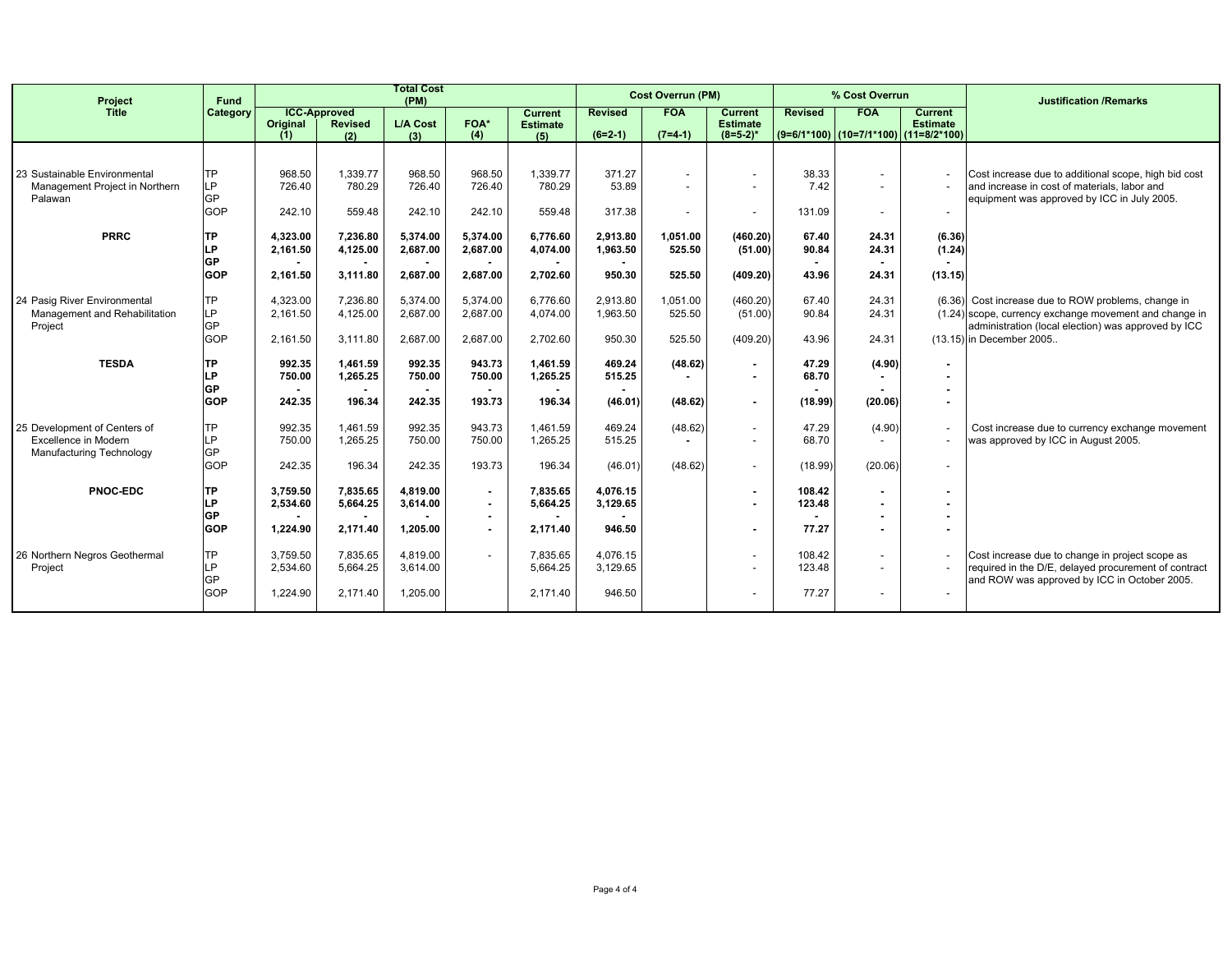| Project Title | Fund Category | Total Cost (PM) | | | | | Cost Overrun (PM) | | | % Cost Overrun | | | Justification /Remarks |
|---|---|---|---|---|---|---|---|---|---|---|---|---|---|
| | | ICC-Approved | | L/A Cost | FOA* | Current Estimate | Revised | FOA | Current Estimate | Revised | FOA | Current Estimate | |
| | | Original (1) | Revised (2) | (3) | (4) | (5) | (6=2-1) | (7=4-1) | (8=5-2)* | (9=6/1*100) | (10=7/1*100) | (11=8/2*100) | |
| 23 Sustainable Environmental Management Project in Northern Palawan | TP | 968.50 | 1,339.77 | 968.50 | 968.50 | 1,339.77 | 371.27 | - | - | 38.33 | - | - | Cost increase due to additional scope, high bid cost and increase in cost of materials, labor and equipment was approved by ICC in July 2005. |
| | LP | 726.40 | 780.29 | 726.40 | 726.40 | 780.29 | 53.89 | - | - | 7.42 | - | - | |
| | GP | | | | | | | | | | | | |
| | GOP | 242.10 | 559.48 | 242.10 | 242.10 | 559.48 | 317.38 | - | - | 131.09 | - | - | |
| **PRRC** | **TP** | **4,323.00** | **7,236.80** | **5,374.00** | **5,374.00** | **6,776.60** | **2,913.80** | **1,051.00** | **(460.20)** | **67.40** | **24.31** | **(6.36)** | |
| | **LP** | **2,161.50** | **4,125.00** | **2,687.00** | **2,687.00** | **4,074.00** | **1,963.50** | **525.50** | **(51.00)** | **90.84** | **24.31** | **(1.24)** | |
| | **GP** | **-** | **-** | **-** | **-** | **-** | **-** | | | **-** | **-** | **-** | |
| | **GOP** | **2,161.50** | **3,111.80** | **2,687.00** | **2,687.00** | **2,702.60** | **950.30** | **525.50** | **(409.20)** | **43.96** | **24.31** | **(13.15)** | |
| 24 Pasig River Environmental Management and Rehabilitation Project | TP | 4,323.00 | 7,236.80 | 5,374.00 | 5,374.00 | 6,776.60 | 2,913.80 | 1,051.00 | (460.20) | 67.40 | 24.31 | (6.36) | Cost increase due to ROW problems, change in scope, currency exchange movement and change in administration (local election) was approved by ICC in December 2005.. |
| | LP | 2,161.50 | 4,125.00 | 2,687.00 | 2,687.00 | 4,074.00 | 1,963.50 | 525.50 | (51.00) | 90.84 | 24.31 | (1.24) | |
| | GP | | | | | | | | | | | | |
| | GOP | 2,161.50 | 3,111.80 | 2,687.00 | 2,687.00 | 2,702.60 | 950.30 | 525.50 | (409.20) | 43.96 | 24.31 | (13.15) | |
| **TESDA** | **TP** | **992.35** | **1,461.59** | **992.35** | **943.73** | **1,461.59** | **469.24** | **(48.62)** | **-** | **47.29** | **(4.90)** | **-** | |
| | **LP** | **750.00** | **1,265.25** | **750.00** | **750.00** | **1,265.25** | **515.25** | **-** | **-** | **68.70** | **-** | **-** | |
| | **GP** | **-** | **-** | **-** | **-** | **-** | **-** | | | **-** | **-** | **-** | |
| | **GOP** | **242.35** | **196.34** | **242.35** | **193.73** | **196.34** | **(46.01)** | **(48.62)** | **-** | **(18.99)** | **(20.06)** | **-** | |
| 25 Development of Centers of Excellence in Modern Manufacturing Technology | TP | 992.35 | 1,461.59 | 992.35 | 943.73 | 1,461.59 | 469.24 | (48.62) | - | 47.29 | (4.90) | - | Cost increase due to currency exchange movement was approved by ICC in August 2005. |
| | LP | 750.00 | 1,265.25 | 750.00 | 750.00 | 1,265.25 | 515.25 | - | - | 68.70 | - | - | |
| | GP | | | | | | | | | | | | |
| | GOP | 242.35 | 196.34 | 242.35 | 193.73 | 196.34 | (46.01) | (48.62) | - | (18.99) | (20.06) | - | |
| **PNOC-EDC** | **TP** | **3,759.50** | **7,835.65** | **4,819.00** | **-** | **7,835.65** | **4,076.15** | | **-** | **108.42** | **-** | **-** | |
| | **LP** | **2,534.60** | **5,664.25** | **3,614.00** | **-** | **5,664.25** | **3,129.65** | | **-** | **123.48** | **-** | **-** | |
| | **GP** | **-** | **-** | **-** | **-** | **-** | **-** | | | **-** | **-** | **-** | |
| | **GOP** | **1,224.90** | **2,171.40** | **1,205.00** | **-** | **2,171.40** | **946.50** | | **-** | **77.27** | **-** | **-** | |
| 26 Northern Negros Geothermal Project | TP | 3,759.50 | 7,835.65 | 4,819.00 | - | 7,835.65 | 4,076.15 | | - | 108.42 | - | - | Cost increase due to change in project scope as required in the D/E, delayed procurement of contract and ROW was approved by ICC in October 2005. |
| | LP | 2,534.60 | 5,664.25 | 3,614.00 | | 5,664.25 | 3,129.65 | | - | 123.48 | - | - | |
| | GP | | | | | | | | | | | | |
| | GOP | 1,224.90 | 2,171.40 | 1,205.00 | | 2,171.40 | 946.50 | | - | 77.27 | - | - | |